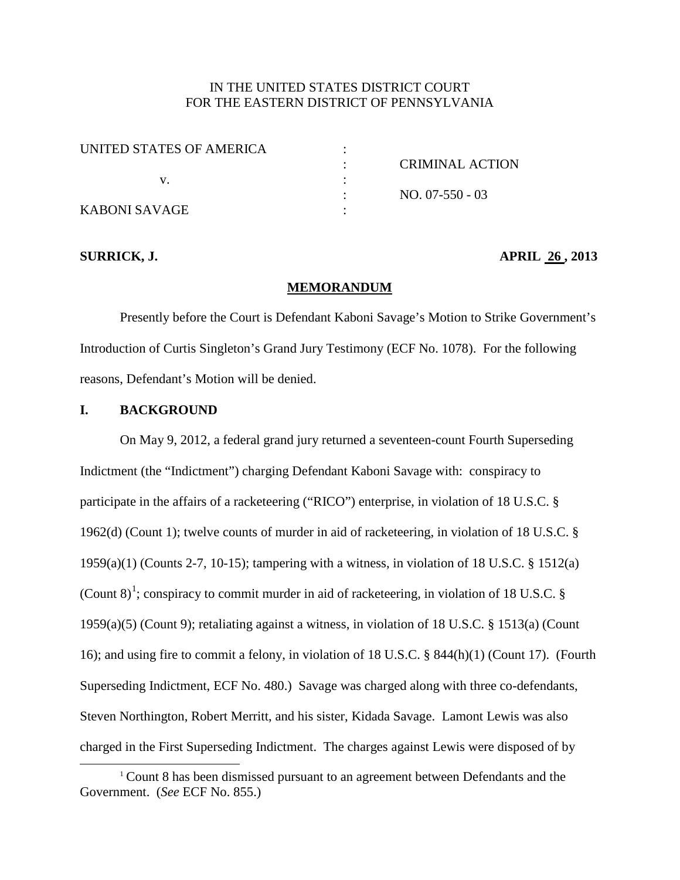IN THE UNITED STATES DISTRICT COURT
FOR THE EASTERN DISTRICT OF PENNSYLVANIA

| | | |
|---|---|---|
| UNITED STATES OF AMERICA | : | |
| | : | CRIMINAL ACTION |
| v. | : | |
| | : | NO. 07-550 - 03 |
| KABONI SAVAGE | : | |

**SURRICK, J.** **APRIL 26 , 2013**

## MEMORANDUM

Presently before the Court is Defendant Kaboni Savage's Motion to Strike Government's Introduction of Curtis Singleton's Grand Jury Testimony (ECF No. 1078). For the following reasons, Defendant's Motion will be denied.

### I. BACKGROUND

On May 9, 2012, a federal grand jury returned a seventeen-count Fourth Superseding Indictment (the "Indictment") charging Defendant Kaboni Savage with: conspiracy to participate in the affairs of a racketeering ("RICO") enterprise, in violation of 18 U.S.C. § 1962(d) (Count 1); twelve counts of murder in aid of racketeering, in violation of 18 U.S.C. § 1959(a)(1) (Counts 2-7, 10-15); tampering with a witness, in violation of 18 U.S.C. § 1512(a) (Count 8)[1]; conspiracy to commit murder in aid of racketeering, in violation of 18 U.S.C. § 1959(a)(5) (Count 9); retaliating against a witness, in violation of 18 U.S.C. § 1513(a) (Count 16); and using fire to commit a felony, in violation of 18 U.S.C. § 844(h)(1) (Count 17). (Fourth Superseding Indictment, ECF No. 480.) Savage was charged along with three co-defendants, Steven Northington, Robert Merritt, and his sister, Kidada Savage. Lamont Lewis was also charged in the First Superseding Indictment. The charges against Lewis were disposed of by

[1] Count 8 has been dismissed pursuant to an agreement between Defendants and the Government. (*See* ECF No. 855.)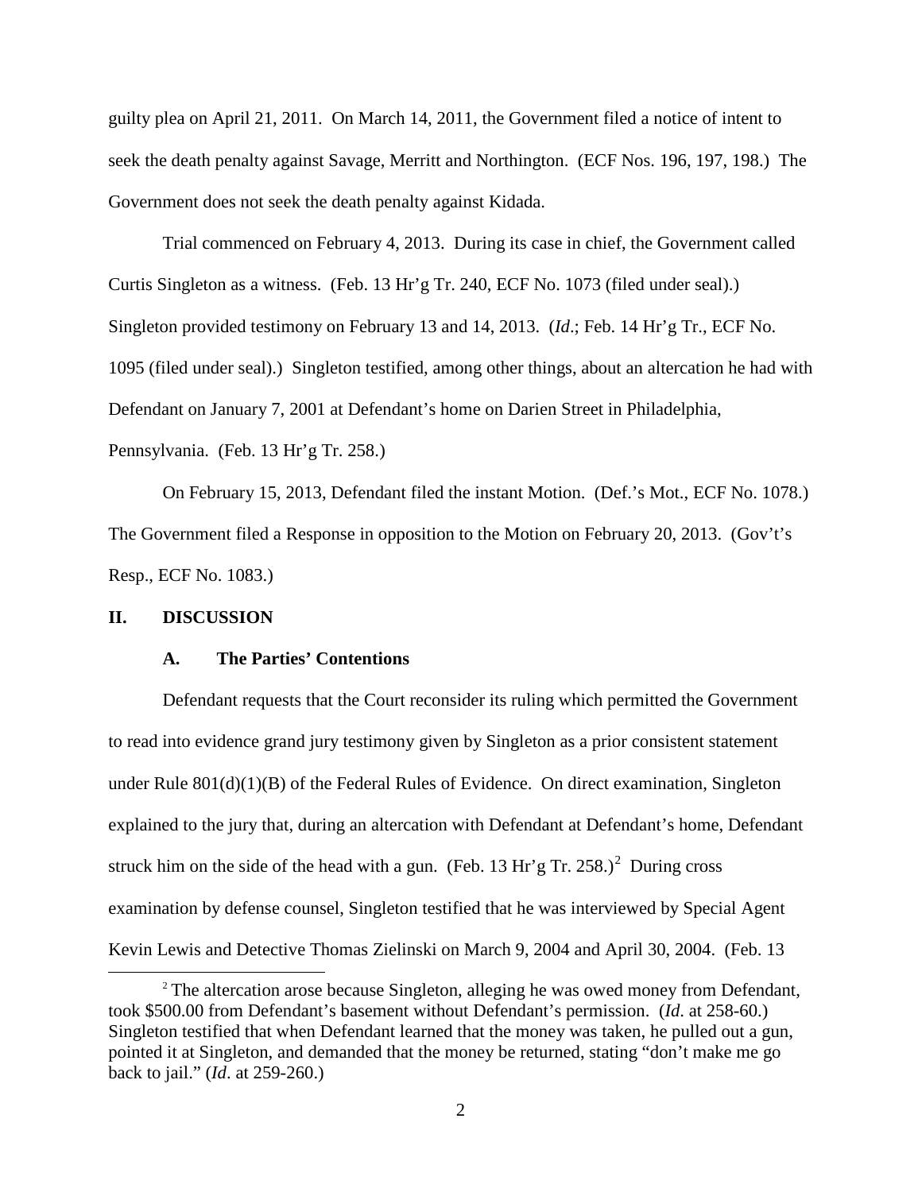guilty plea on April 21, 2011. On March 14, 2011, the Government filed a notice of intent to seek the death penalty against Savage, Merritt and Northington. (ECF Nos. 196, 197, 198.) The Government does not seek the death penalty against Kidada.

Trial commenced on February 4, 2013. During its case in chief, the Government called Curtis Singleton as a witness. (Feb. 13 Hr'g Tr. 240, ECF No. 1073 (filed under seal).) Singleton provided testimony on February 13 and 14, 2013. (*Id*.; Feb. 14 Hr'g Tr., ECF No. 1095 (filed under seal).) Singleton testified, among other things, about an altercation he had with Defendant on January 7, 2001 at Defendant's home on Darien Street in Philadelphia, Pennsylvania. (Feb. 13 Hr'g Tr. 258.)

On February 15, 2013, Defendant filed the instant Motion. (Def.'s Mot., ECF No. 1078.) The Government filed a Response in opposition to the Motion on February 20, 2013. (Gov't's Resp., ECF No. 1083.)

## II. DISCUSSION

### A. The Parties' Contentions

Defendant requests that the Court reconsider its ruling which permitted the Government to read into evidence grand jury testimony given by Singleton as a prior consistent statement under Rule 801(d)(1)(B) of the Federal Rules of Evidence. On direct examination, Singleton explained to the jury that, during an altercation with Defendant at Defendant's home, Defendant struck him on the side of the head with a gun. (Feb. 13 Hr'g Tr. 258.)[2] During cross examination by defense counsel, Singleton testified that he was interviewed by Special Agent Kevin Lewis and Detective Thomas Zielinski on March 9, 2004 and April 30, 2004. (Feb. 13

[2] The altercation arose because Singleton, alleging he was owed money from Defendant, took $500.00 from Defendant's basement without Defendant's permission. (*Id*. at 258-60.) Singleton testified that when Defendant learned that the money was taken, he pulled out a gun, pointed it at Singleton, and demanded that the money be returned, stating "don't make me go back to jail." (*Id*. at 259-260.)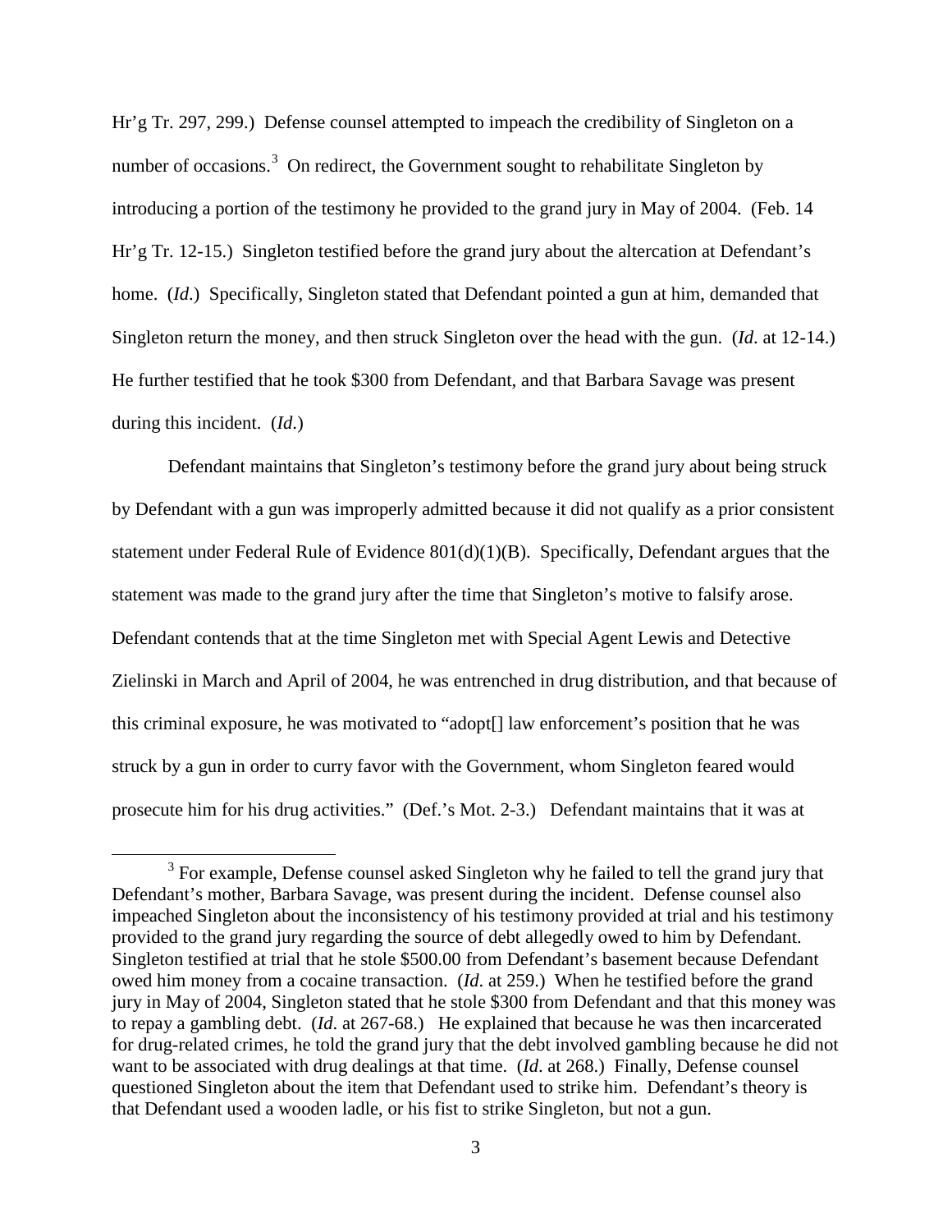Hr'g Tr. 297, 299.) Defense counsel attempted to impeach the credibility of Singleton on a number of occasions.[3] On redirect, the Government sought to rehabilitate Singleton by introducing a portion of the testimony he provided to the grand jury in May of 2004. (Feb. 14 Hr'g Tr. 12-15.) Singleton testified before the grand jury about the altercation at Defendant's home. (*Id*.) Specifically, Singleton stated that Defendant pointed a gun at him, demanded that Singleton return the money, and then struck Singleton over the head with the gun. (*Id*. at 12-14.) He further testified that he took $300 from Defendant, and that Barbara Savage was present during this incident. (*Id*.)

Defendant maintains that Singleton's testimony before the grand jury about being struck by Defendant with a gun was improperly admitted because it did not qualify as a prior consistent statement under Federal Rule of Evidence 801(d)(1)(B). Specifically, Defendant argues that the statement was made to the grand jury after the time that Singleton's motive to falsify arose. Defendant contends that at the time Singleton met with Special Agent Lewis and Detective Zielinski in March and April of 2004, he was entrenched in drug distribution, and that because of this criminal exposure, he was motivated to "adopt[] law enforcement's position that he was struck by a gun in order to curry favor with the Government, whom Singleton feared would prosecute him for his drug activities." (Def.'s Mot. 2-3.) Defendant maintains that it was at

---

[3] For example, Defense counsel asked Singleton why he failed to tell the grand jury that Defendant's mother, Barbara Savage, was present during the incident. Defense counsel also impeached Singleton about the inconsistency of his testimony provided at trial and his testimony provided to the grand jury regarding the source of debt allegedly owed to him by Defendant. Singleton testified at trial that he stole $500.00 from Defendant's basement because Defendant owed him money from a cocaine transaction. (*Id*. at 259.) When he testified before the grand jury in May of 2004, Singleton stated that he stole $300 from Defendant and that this money was to repay a gambling debt. (*Id*. at 267-68.) He explained that because he was then incarcerated for drug-related crimes, he told the grand jury that the debt involved gambling because he did not want to be associated with drug dealings at that time. (*Id*. at 268.) Finally, Defense counsel questioned Singleton about the item that Defendant used to strike him. Defendant's theory is that Defendant used a wooden ladle, or his fist to strike Singleton, but not a gun.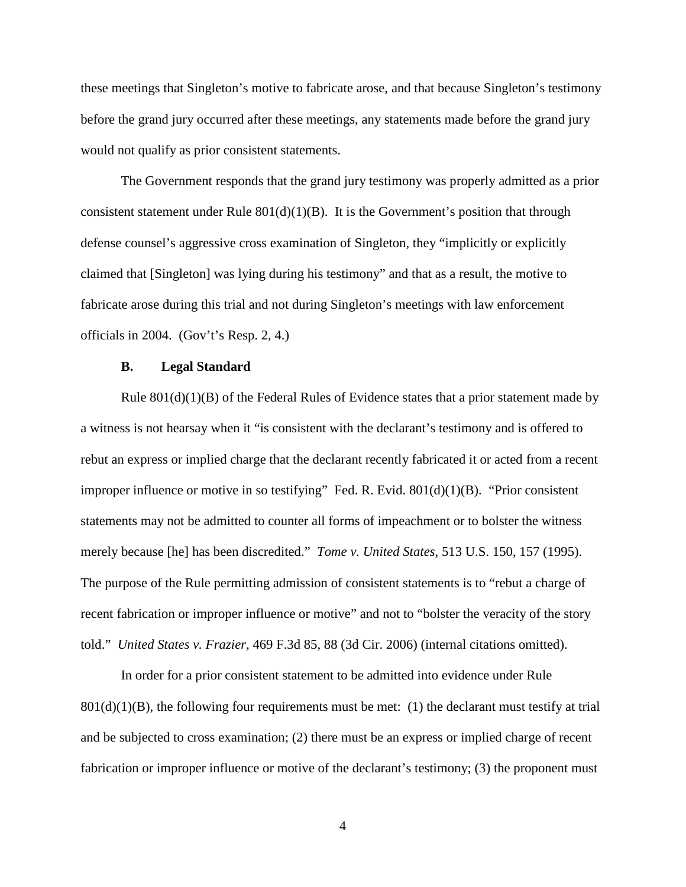these meetings that Singleton's motive to fabricate arose, and that because Singleton's testimony before the grand jury occurred after these meetings, any statements made before the grand jury would not qualify as prior consistent statements.

The Government responds that the grand jury testimony was properly admitted as a prior consistent statement under Rule 801(d)(1)(B). It is the Government's position that through defense counsel's aggressive cross examination of Singleton, they "implicitly or explicitly claimed that [Singleton] was lying during his testimony" and that as a result, the motive to fabricate arose during this trial and not during Singleton's meetings with law enforcement officials in 2004. (Gov't's Resp. 2, 4.)

### B. Legal Standard

Rule 801(d)(1)(B) of the Federal Rules of Evidence states that a prior statement made by a witness is not hearsay when it "is consistent with the declarant's testimony and is offered to rebut an express or implied charge that the declarant recently fabricated it or acted from a recent improper influence or motive in so testifying" Fed. R. Evid. 801(d)(1)(B). "Prior consistent statements may not be admitted to counter all forms of impeachment or to bolster the witness merely because [he] has been discredited." *Tome v. United States*, 513 U.S. 150, 157 (1995). The purpose of the Rule permitting admission of consistent statements is to "rebut a charge of recent fabrication or improper influence or motive" and not to "bolster the veracity of the story told." *United States v. Frazier*, 469 F.3d 85, 88 (3d Cir. 2006) (internal citations omitted).

In order for a prior consistent statement to be admitted into evidence under Rule 801(d)(1)(B), the following four requirements must be met: (1) the declarant must testify at trial and be subjected to cross examination; (2) there must be an express or implied charge of recent fabrication or improper influence or motive of the declarant's testimony; (3) the proponent must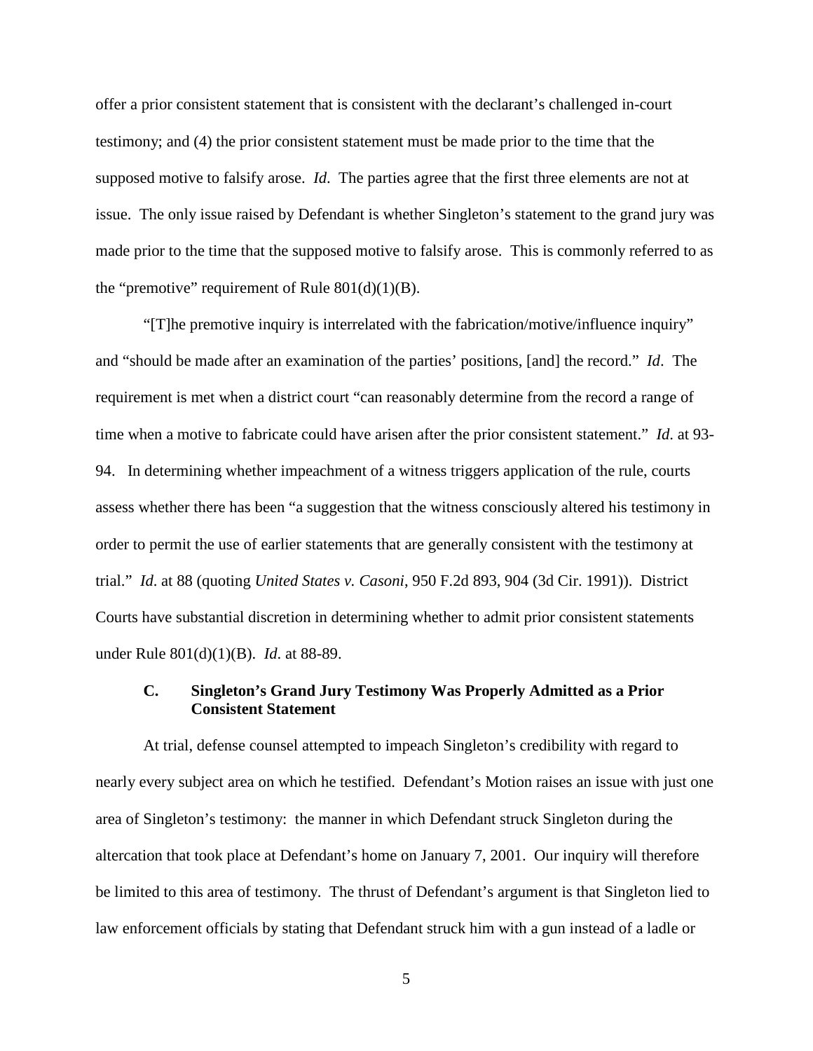offer a prior consistent statement that is consistent with the declarant's challenged in-court testimony; and (4) the prior consistent statement must be made prior to the time that the supposed motive to falsify arose. *Id*. The parties agree that the first three elements are not at issue. The only issue raised by Defendant is whether Singleton's statement to the grand jury was made prior to the time that the supposed motive to falsify arose. This is commonly referred to as the "premotive" requirement of Rule 801(d)(1)(B).

"[T]he premotive inquiry is interrelated with the fabrication/motive/influence inquiry" and "should be made after an examination of the parties' positions, [and] the record." *Id*. The requirement is met when a district court "can reasonably determine from the record a range of time when a motive to fabricate could have arisen after the prior consistent statement." *Id*. at 93-94. In determining whether impeachment of a witness triggers application of the rule, courts assess whether there has been "a suggestion that the witness consciously altered his testimony in order to permit the use of earlier statements that are generally consistent with the testimony at trial." *Id*. at 88 (quoting *United States v. Casoni*, 950 F.2d 893, 904 (3d Cir. 1991)). District Courts have substantial discretion in determining whether to admit prior consistent statements under Rule 801(d)(1)(B). *Id.* at 88-89.

### C. Singleton's Grand Jury Testimony Was Properly Admitted as a Prior Consistent Statement

At trial, defense counsel attempted to impeach Singleton's credibility with regard to nearly every subject area on which he testified. Defendant's Motion raises an issue with just one area of Singleton's testimony: the manner in which Defendant struck Singleton during the altercation that took place at Defendant's home on January 7, 2001. Our inquiry will therefore be limited to this area of testimony. The thrust of Defendant's argument is that Singleton lied to law enforcement officials by stating that Defendant struck him with a gun instead of a ladle or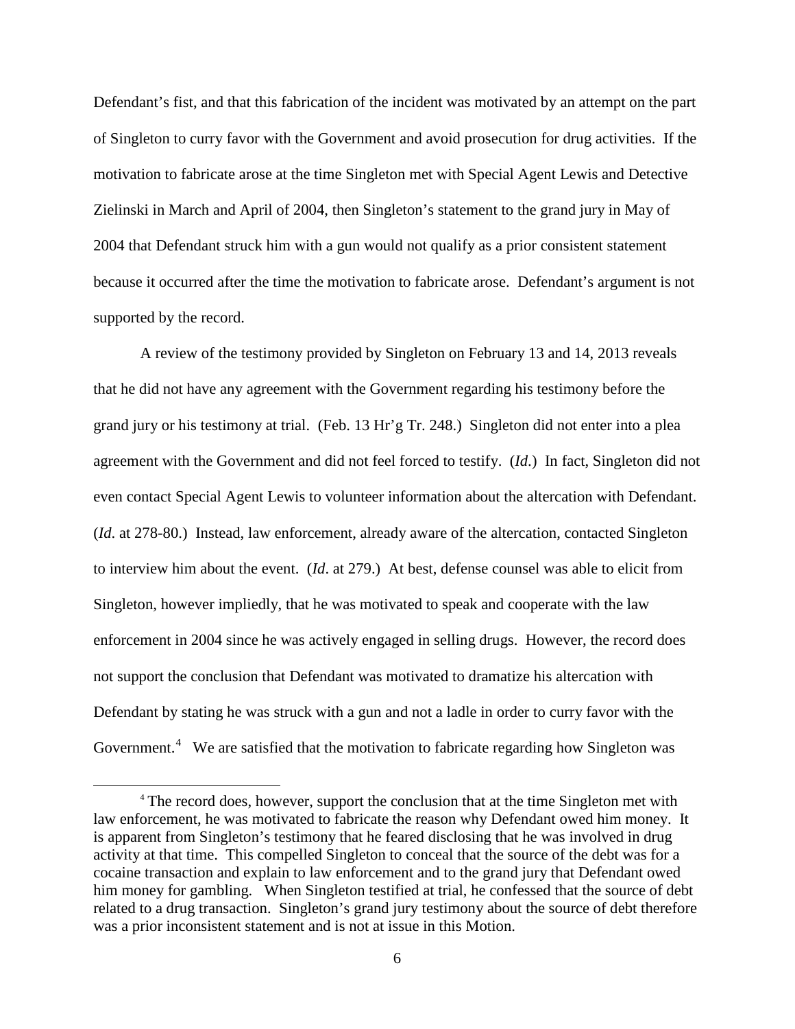Defendant's fist, and that this fabrication of the incident was motivated by an attempt on the part of Singleton to curry favor with the Government and avoid prosecution for drug activities. If the motivation to fabricate arose at the time Singleton met with Special Agent Lewis and Detective Zielinski in March and April of 2004, then Singleton's statement to the grand jury in May of 2004 that Defendant struck him with a gun would not qualify as a prior consistent statement because it occurred after the time the motivation to fabricate arose. Defendant's argument is not supported by the record.

A review of the testimony provided by Singleton on February 13 and 14, 2013 reveals that he did not have any agreement with the Government regarding his testimony before the grand jury or his testimony at trial. (Feb. 13 Hr'g Tr. 248.) Singleton did not enter into a plea agreement with the Government and did not feel forced to testify. (*Id.*) In fact, Singleton did not even contact Special Agent Lewis to volunteer information about the altercation with Defendant. (*Id*. at 278-80.) Instead, law enforcement, already aware of the altercation, contacted Singleton to interview him about the event. (*Id*. at 279.) At best, defense counsel was able to elicit from Singleton, however impliedly, that he was motivated to speak and cooperate with the law enforcement in 2004 since he was actively engaged in selling drugs. However, the record does not support the conclusion that Defendant was motivated to dramatize his altercation with Defendant by stating he was struck with a gun and not a ladle in order to curry favor with the Government.[4] We are satisfied that the motivation to fabricate regarding how Singleton was

[4] The record does, however, support the conclusion that at the time Singleton met with law enforcement, he was motivated to fabricate the reason why Defendant owed him money. It is apparent from Singleton's testimony that he feared disclosing that he was involved in drug activity at that time. This compelled Singleton to conceal that the source of the debt was for a cocaine transaction and explain to law enforcement and to the grand jury that Defendant owed him money for gambling. When Singleton testified at trial, he confessed that the source of debt related to a drug transaction. Singleton's grand jury testimony about the source of debt therefore was a prior inconsistent statement and is not at issue in this Motion.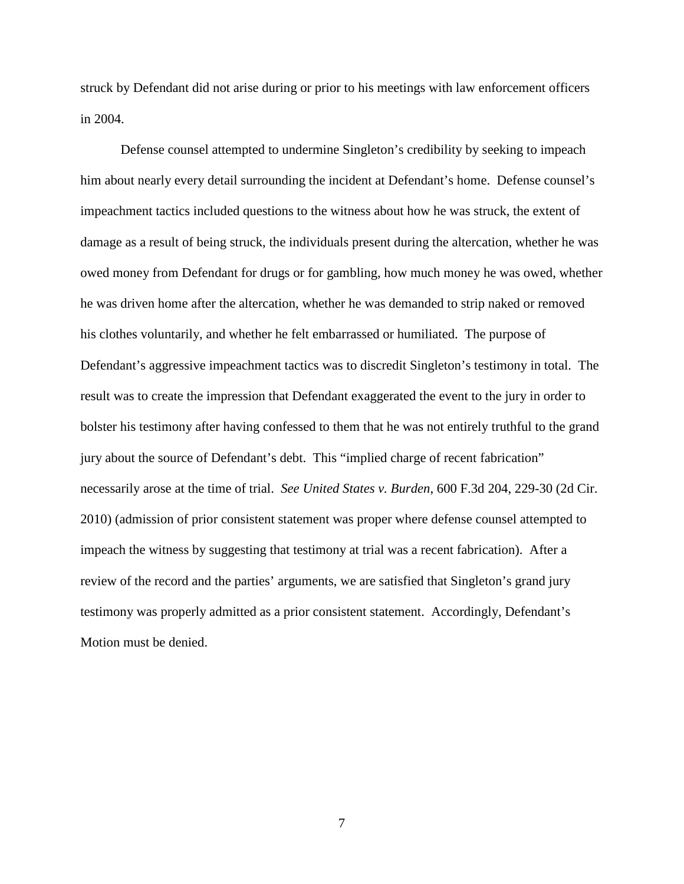struck by Defendant did not arise during or prior to his meetings with law enforcement officers in 2004.

Defense counsel attempted to undermine Singleton's credibility by seeking to impeach him about nearly every detail surrounding the incident at Defendant's home. Defense counsel's impeachment tactics included questions to the witness about how he was struck, the extent of damage as a result of being struck, the individuals present during the altercation, whether he was owed money from Defendant for drugs or for gambling, how much money he was owed, whether he was driven home after the altercation, whether he was demanded to strip naked or removed his clothes voluntarily, and whether he felt embarrassed or humiliated. The purpose of Defendant's aggressive impeachment tactics was to discredit Singleton's testimony in total. The result was to create the impression that Defendant exaggerated the event to the jury in order to bolster his testimony after having confessed to them that he was not entirely truthful to the grand jury about the source of Defendant's debt. This "implied charge of recent fabrication" necessarily arose at the time of trial. *See United States v. Burden*, 600 F.3d 204, 229-30 (2d Cir. 2010) (admission of prior consistent statement was proper where defense counsel attempted to impeach the witness by suggesting that testimony at trial was a recent fabrication). After a review of the record and the parties' arguments, we are satisfied that Singleton's grand jury testimony was properly admitted as a prior consistent statement. Accordingly, Defendant's Motion must be denied.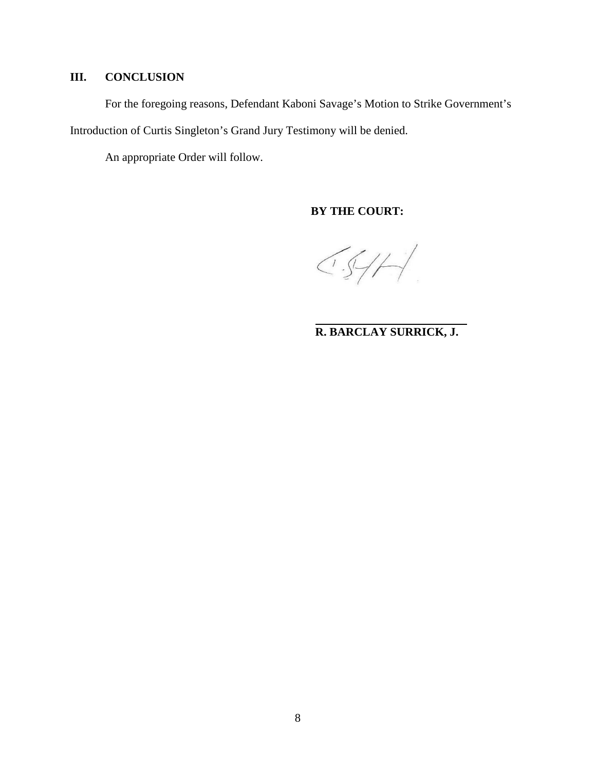## III. CONCLUSION

For the foregoing reasons, Defendant Kaboni Savage's Motion to Strike Government's Introduction of Curtis Singleton's Grand Jury Testimony will be denied.

An appropriate Order will follow.

**BY THE COURT:**

**R. BARCLAY SURRICK, J.**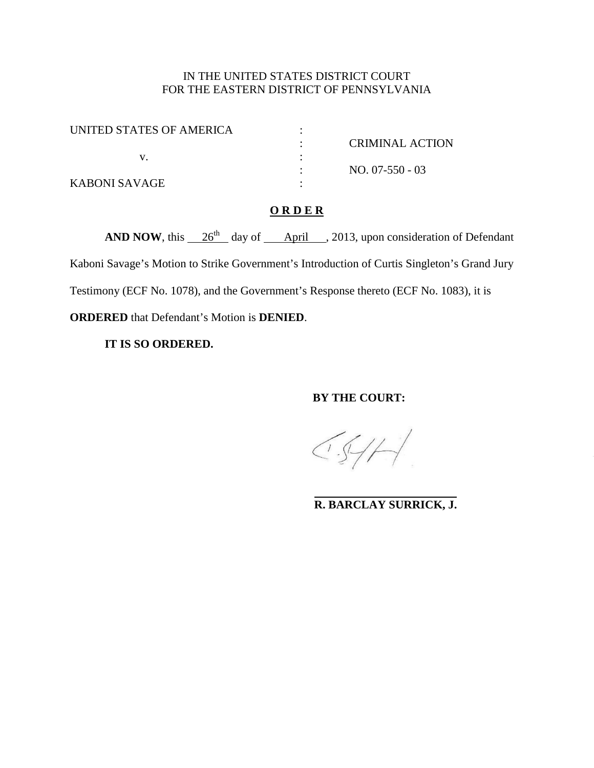IN THE UNITED STATES DISTRICT COURT
FOR THE EASTERN DISTRICT OF PENNSYLVANIA

| | | |
|---|---|---|
| UNITED STATES OF AMERICA | : | |
| | : | CRIMINAL ACTION |
| v. | : | |
| | : | NO. 07-550 - 03 |
| KABONI SAVAGE | : | |

**O R D E R**

**AND NOW**, this 26th day of April, 2013, upon consideration of Defendant Kaboni Savage's Motion to Strike Government's Introduction of Curtis Singleton's Grand Jury Testimony (ECF No. 1078), and the Government's Response thereto (ECF No. 1083), it is **ORDERED** that Defendant's Motion is **DENIED**.

**IT IS SO ORDERED.**

**BY THE COURT:**

**R. BARCLAY SURRICK, J.**